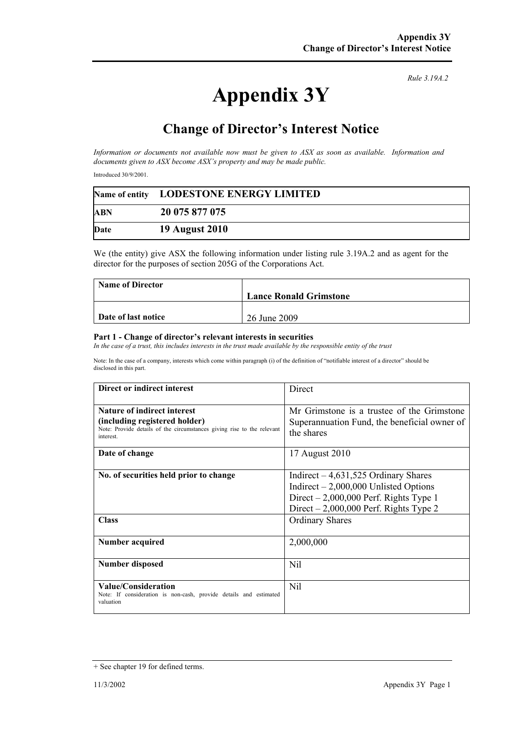*Rule 3.19A.2*

# Appendix 3Y

## Change of Director's Interest Notice

*Information or documents not available now must be given to ASX as soon as available. Information and documents given to ASX become ASX's property and may be made public.*

Introduced 30/9/2001.

| | |
|---|---|
| **Name of entity** | **LODESTONE ENERGY LIMITED** |
| **ABN** | **20 075 877 075** |
| **Date** | **19 August 2010** |

We (the entity) give ASX the following information under listing rule 3.19A.2 and as agent for the director for the purposes of section 205G of the Corporations Act.

| | |
|---|---|
| **Name of Director** | **Lance Ronald Grimstone** |
| **Date of last notice** | 26 June 2009 |

**Part 1 - Change of director's relevant interests in securities**

*In the case of a trust, this includes interests in the trust made available by the responsible entity of the trust*

Note: In the case of a company, interests which come within paragraph (i) of the definition of "notifiable interest of a director" should be disclosed in this part.

| | |
|---|---|
| **Direct or indirect interest** | Direct |
| **Nature of indirect interest (including registered holder)**<br>Note: Provide details of the circumstances giving rise to the relevant interest. | Mr Grimstone is a trustee of the Grimstone Superannuation Fund, the beneficial owner of the shares |
| **Date of change** | 17 August 2010 |
| **No. of securities held prior to change** | Indirect – 4,631,525 Ordinary Shares<br>Indirect – 2,000,000 Unlisted Options<br>Direct – 2,000,000 Perf. Rights Type 1<br>Direct – 2,000,000 Perf. Rights Type 2 |
| **Class** | Ordinary Shares |
| **Number acquired** | 2,000,000 |
| **Number disposed** | Nil |
| **Value/Consideration**<br>Note: If consideration is non-cash, provide details and estimated valuation | Nil |

+ See chapter 19 for defined terms.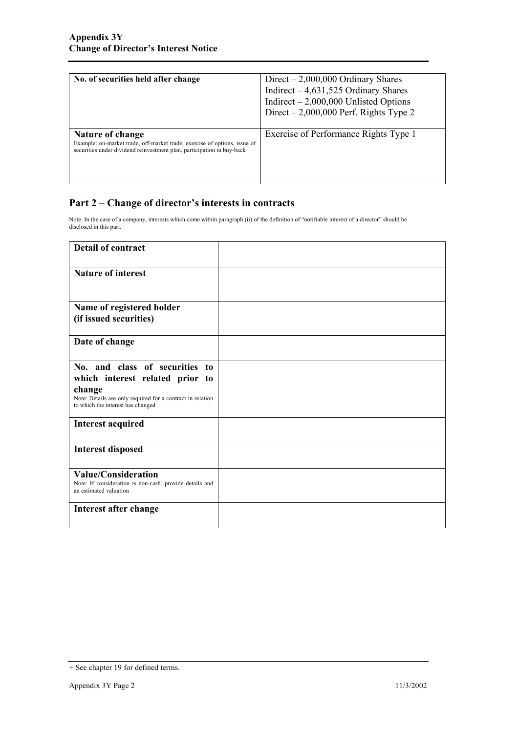| | |
|---|---|
| **No. of securities held after change** | Direct – 2,000,000 Ordinary Shares<br>Indirect – 4,631,525 Ordinary Shares<br>Indirect – 2,000,000 Unlisted Options<br>Direct – 2,000,000 Perf. Rights Type 2 |
| **Nature of change**<br>Example: on-market trade, off-market trade, exercise of options, issue of securities under dividend reinvestment plan, participation in buy-back | Exercise of Performance Rights Type 1 |

## Part 2 – Change of director's interests in contracts

Note: In the case of a company, interests which come within paragraph (ii) of the definition of "notifiable interest of a director" should be disclosed in this part.

| | |
|---|---|
| **Detail of contract** | |
| **Nature of interest** | |
| **Name of registered holder (if issued securities)** | |
| **Date of change** | |
| **No. and class of securities to which interest related prior to change**<br>Note: Details are only required for a contract in relation to which the interest has changed | |
| **Interest acquired** | |
| **Interest disposed** | |
| **Value/Consideration**<br>Note: If consideration is non-cash, provide details and an estimated valuation | |
| **Interest after change** | |

+ See chapter 19 for defined terms.